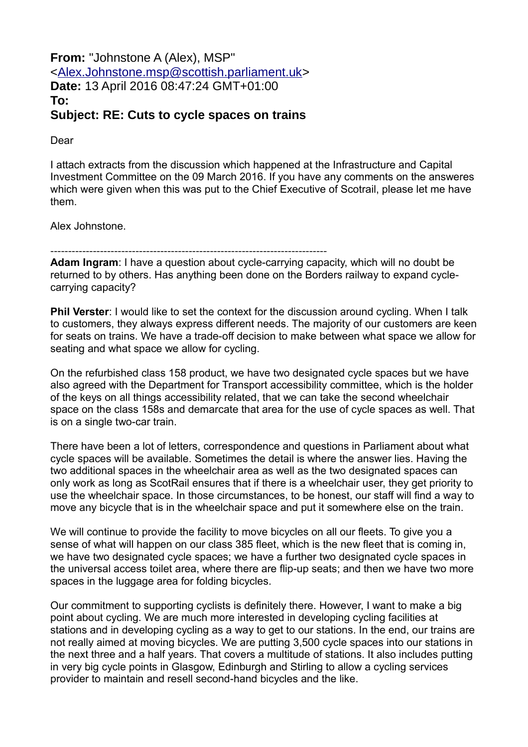**From:** "Johnstone A (Alex), MSP" <Alex.Johnstone.msp@scottish.parliament.uk>
**Date:** 13 April 2016 08:47:24 GMT+01:00
**To:**
**Subject: RE: Cuts to cycle spaces on trains**

Dear

I attach extracts from the discussion which happened at the Infrastructure and Capital Investment Committee on the 09 March 2016. If you have any comments on the answeres which were given when this was put to the Chief Executive of Scotrail, please let me have them.

Alex Johnstone.

---

**Adam Ingram**: I have a question about cycle-carrying capacity, which will no doubt be returned to by others. Has anything been done on the Borders railway to expand cycle-carrying capacity?

**Phil Verster**: I would like to set the context for the discussion around cycling. When I talk to customers, they always express different needs. The majority of our customers are keen for seats on trains. We have a trade-off decision to make between what space we allow for seating and what space we allow for cycling.

On the refurbished class 158 product, we have two designated cycle spaces but we have also agreed with the Department for Transport accessibility committee, which is the holder of the keys on all things accessibility related, that we can take the second wheelchair space on the class 158s and demarcate that area for the use of cycle spaces as well. That is on a single two-car train.

There have been a lot of letters, correspondence and questions in Parliament about what cycle spaces will be available. Sometimes the detail is where the answer lies. Having the two additional spaces in the wheelchair area as well as the two designated spaces can only work as long as ScotRail ensures that if there is a wheelchair user, they get priority to use the wheelchair space. In those circumstances, to be honest, our staff will find a way to move any bicycle that is in the wheelchair space and put it somewhere else on the train.

We will continue to provide the facility to move bicycles on all our fleets. To give you a sense of what will happen on our class 385 fleet, which is the new fleet that is coming in, we have two designated cycle spaces; we have a further two designated cycle spaces in the universal access toilet area, where there are flip-up seats; and then we have two more spaces in the luggage area for folding bicycles.

Our commitment to supporting cyclists is definitely there. However, I want to make a big point about cycling. We are much more interested in developing cycling facilities at stations and in developing cycling as a way to get to our stations. In the end, our trains are not really aimed at moving bicycles. We are putting 3,500 cycle spaces into our stations in the next three and a half years. That covers a multitude of stations. It also includes putting in very big cycle points in Glasgow, Edinburgh and Stirling to allow a cycling services provider to maintain and resell second-hand bicycles and the like.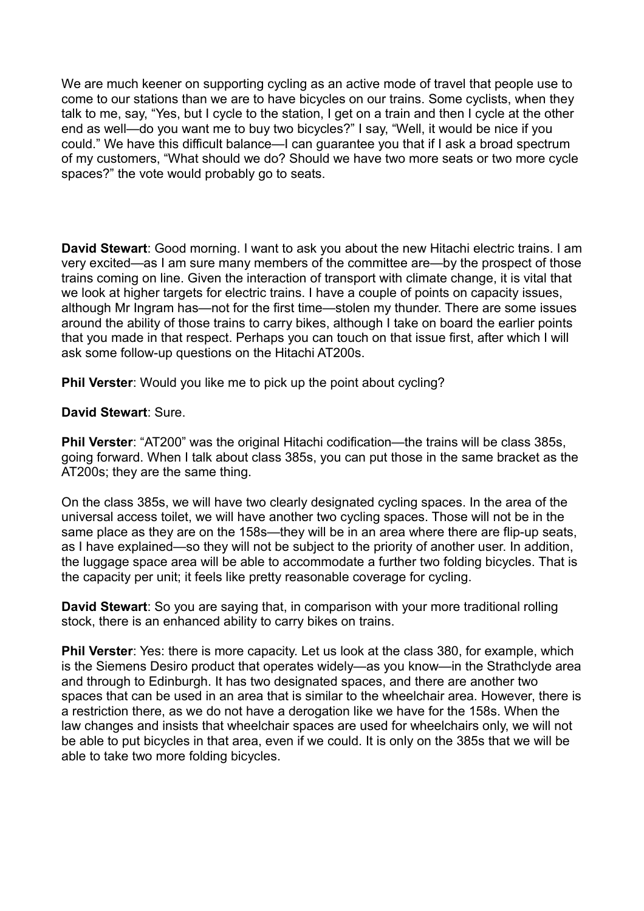We are much keener on supporting cycling as an active mode of travel that people use to come to our stations than we are to have bicycles on our trains. Some cyclists, when they talk to me, say, “Yes, but I cycle to the station, I get on a train and then I cycle at the other end as well—do you want me to buy two bicycles?” I say, “Well, it would be nice if you could.” We have this difficult balance—I can guarantee you that if I ask a broad spectrum of my customers, “What should we do? Should we have two more seats or two more cycle spaces?” the vote would probably go to seats.

**David Stewart**: Good morning. I want to ask you about the new Hitachi electric trains. I am very excited—as I am sure many members of the committee are—by the prospect of those trains coming on line. Given the interaction of transport with climate change, it is vital that we look at higher targets for electric trains. I have a couple of points on capacity issues, although Mr Ingram has—not for the first time—stolen my thunder. There are some issues around the ability of those trains to carry bikes, although I take on board the earlier points that you made in that respect. Perhaps you can touch on that issue first, after which I will ask some follow-up questions on the Hitachi AT200s.

**Phil Verster**: Would you like me to pick up the point about cycling?

**David Stewart**: Sure.

**Phil Verster**: “AT200” was the original Hitachi codification—the trains will be class 385s, going forward. When I talk about class 385s, you can put those in the same bracket as the AT200s; they are the same thing.

On the class 385s, we will have two clearly designated cycling spaces. In the area of the universal access toilet, we will have another two cycling spaces. Those will not be in the same place as they are on the 158s—they will be in an area where there are flip-up seats, as I have explained—so they will not be subject to the priority of another user. In addition, the luggage space area will be able to accommodate a further two folding bicycles. That is the capacity per unit; it feels like pretty reasonable coverage for cycling.

**David Stewart**: So you are saying that, in comparison with your more traditional rolling stock, there is an enhanced ability to carry bikes on trains.

**Phil Verster**: Yes: there is more capacity. Let us look at the class 380, for example, which is the Siemens Desiro product that operates widely—as you know—in the Strathclyde area and through to Edinburgh. It has two designated spaces, and there are another two spaces that can be used in an area that is similar to the wheelchair area. However, there is a restriction there, as we do not have a derogation like we have for the 158s. When the law changes and insists that wheelchair spaces are used for wheelchairs only, we will not be able to put bicycles in that area, even if we could. It is only on the 385s that we will be able to take two more folding bicycles.